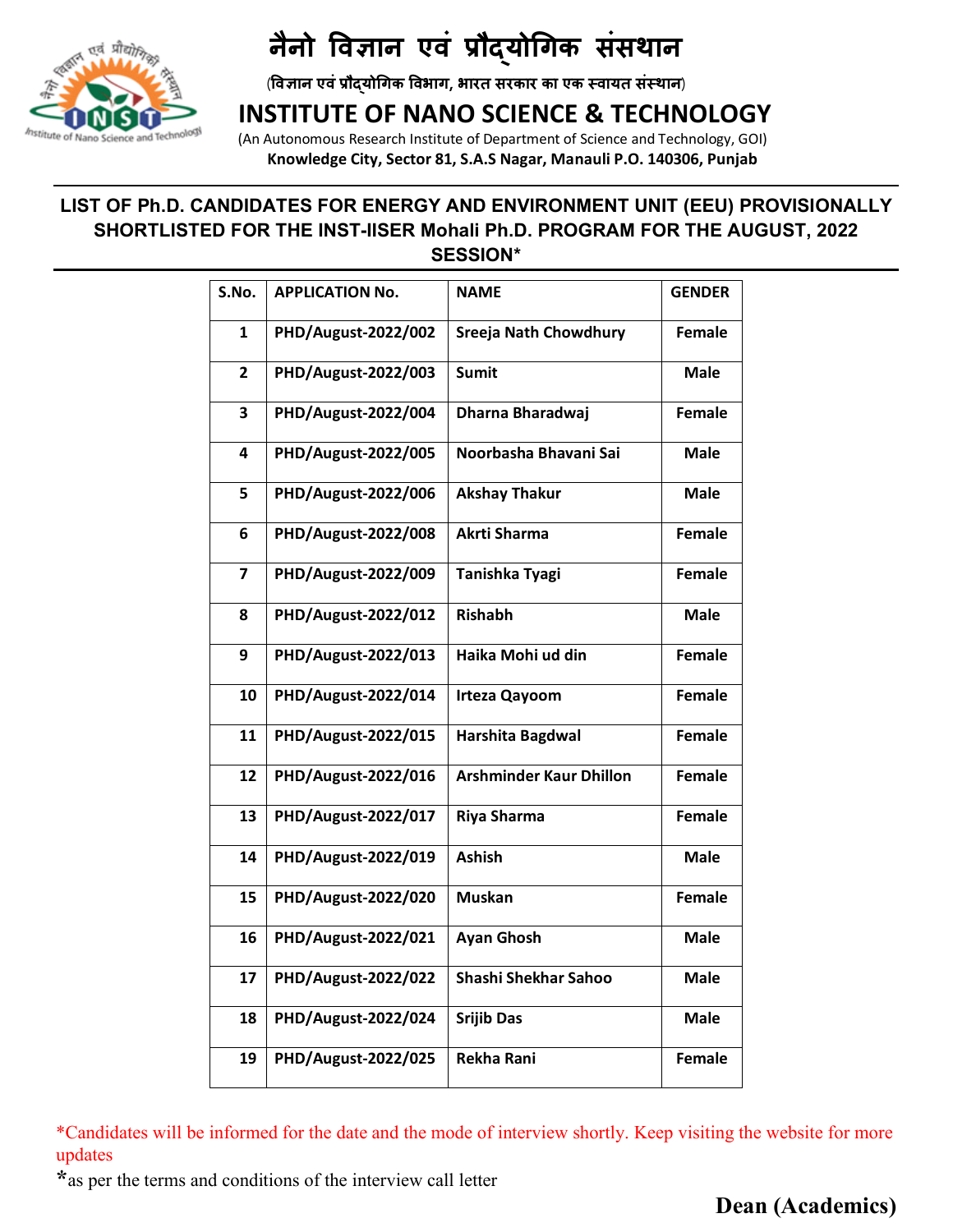# नैनो विज्ञान एवं प्रौद्योगिक संसथान

(विज्ञान एवं प्रौद्योगिक विभाग, भारत सरकार का एक स्वायत संस्थान)

# INSTITUTE OF NANO SCIENCE & TECHNOLOGY

(An Autonomous Research Institute of Department of Science and Technology, GOI)

**Knowledge City, Sector 81, S.A.S Nagar, Manauli P.O. 140306, Punjab**

## LIST OF Ph.D. CANDIDATES FOR ENERGY AND ENVIRONMENT UNIT (EEU) PROVISIONALLY SHORTLISTED FOR THE INST-IISER Mohali Ph.D. PROGRAM FOR THE AUGUST, 2022 SESSION*

| S.No. | APPLICATION No. | NAME | GENDER |
|---|---|---|---|
| 1 | PHD/August-2022/002 | Sreeja Nath Chowdhury | Female |
| 2 | PHD/August-2022/003 | Sumit | Male |
| 3 | PHD/August-2022/004 | Dharna Bharadwaj | Female |
| 4 | PHD/August-2022/005 | Noorbasha Bhavani Sai | Male |
| 5 | PHD/August-2022/006 | Akshay Thakur | Male |
| 6 | PHD/August-2022/008 | Akrti Sharma | Female |
| 7 | PHD/August-2022/009 | Tanishka Tyagi | Female |
| 8 | PHD/August-2022/012 | Rishabh | Male |
| 9 | PHD/August-2022/013 | Haika Mohi ud din | Female |
| 10 | PHD/August-2022/014 | Irteza Qayoom | Female |
| 11 | PHD/August-2022/015 | Harshita Bagdwal | Female |
| 12 | PHD/August-2022/016 | Arshminder Kaur Dhillon | Female |
| 13 | PHD/August-2022/017 | Riya Sharma | Female |
| 14 | PHD/August-2022/019 | Ashish | Male |
| 15 | PHD/August-2022/020 | Muskan | Female |
| 16 | PHD/August-2022/021 | Ayan Ghosh | Male |
| 17 | PHD/August-2022/022 | Shashi Shekhar Sahoo | Male |
| 18 | PHD/August-2022/024 | Srijib Das | Male |
| 19 | PHD/August-2022/025 | Rekha Rani | Female |

*Candidates will be informed for the date and the mode of interview shortly. Keep visiting the website for more updates

*as per the terms and conditions of the interview call letter

**Dean (Academics)**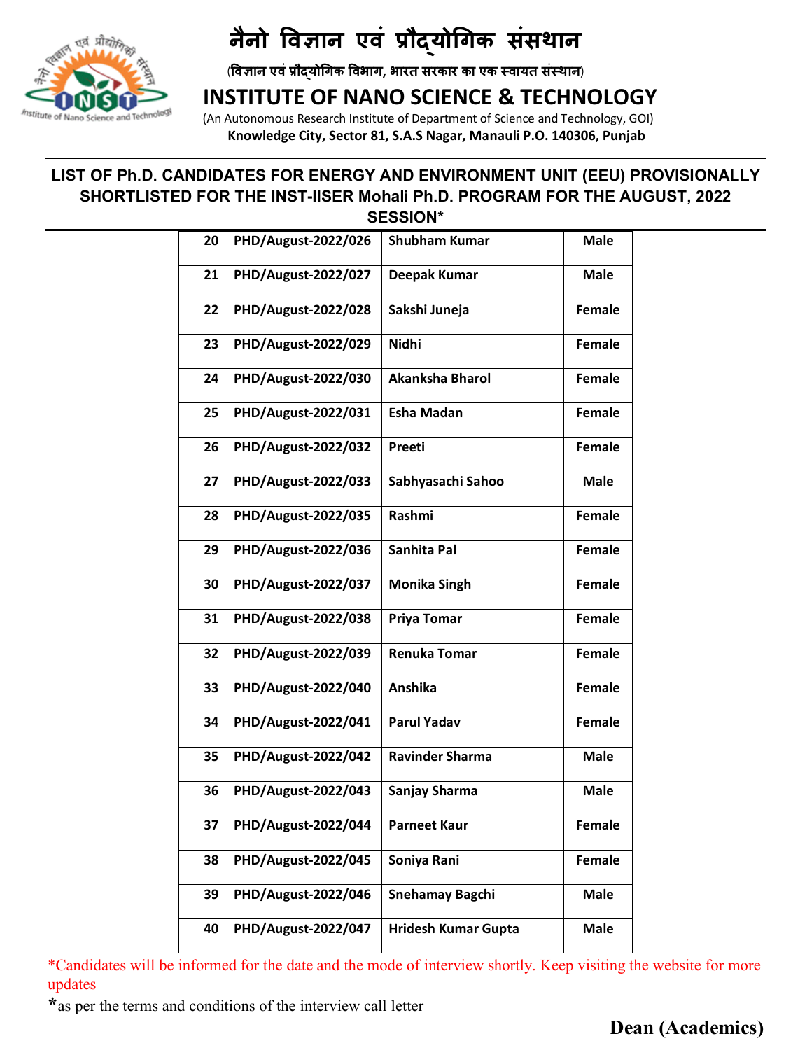# नैनो विज्ञान एवं प्रौद्योगिक संसथान

(विज्ञान एवं प्रौद्योगिक विभाग, भारत सरकार का एक स्वायत संस्थान)

# INSTITUTE OF NANO SCIENCE & TECHNOLOGY

(An Autonomous Research Institute of Department of Science and Technology, GOI)

**Knowledge City, Sector 81, S.A.S Nagar, Manauli P.O. 140306, Punjab**

## LIST OF Ph.D. CANDIDATES FOR ENERGY AND ENVIRONMENT UNIT (EEU) PROVISIONALLY SHORTLISTED FOR THE INST-IISER Mohali Ph.D. PROGRAM FOR THE AUGUST, 2022 SESSION*

| | | | |
|---|---|---|---|
| 20 | PHD/August-2022/026 | Shubham Kumar | Male |
| 21 | PHD/August-2022/027 | Deepak Kumar | Male |
| 22 | PHD/August-2022/028 | Sakshi Juneja | Female |
| 23 | PHD/August-2022/029 | Nidhi | Female |
| 24 | PHD/August-2022/030 | Akanksha Bharol | Female |
| 25 | PHD/August-2022/031 | Esha Madan | Female |
| 26 | PHD/August-2022/032 | Preeti | Female |
| 27 | PHD/August-2022/033 | Sabhyasachi Sahoo | Male |
| 28 | PHD/August-2022/035 | Rashmi | Female |
| 29 | PHD/August-2022/036 | Sanhita Pal | Female |
| 30 | PHD/August-2022/037 | Monika Singh | Female |
| 31 | PHD/August-2022/038 | Priya Tomar | Female |
| 32 | PHD/August-2022/039 | Renuka Tomar | Female |
| 33 | PHD/August-2022/040 | Anshika | Female |
| 34 | PHD/August-2022/041 | Parul Yadav | Female |
| 35 | PHD/August-2022/042 | Ravinder Sharma | Male |
| 36 | PHD/August-2022/043 | Sanjay Sharma | Male |
| 37 | PHD/August-2022/044 | Parneet Kaur | Female |
| 38 | PHD/August-2022/045 | Soniya Rani | Female |
| 39 | PHD/August-2022/046 | Snehamay Bagchi | Male |
| 40 | PHD/August-2022/047 | Hridesh Kumar Gupta | Male |

*Candidates will be informed for the date and the mode of interview shortly. Keep visiting the website for more updates

*as per the terms and conditions of the interview call letter

**Dean (Academics)**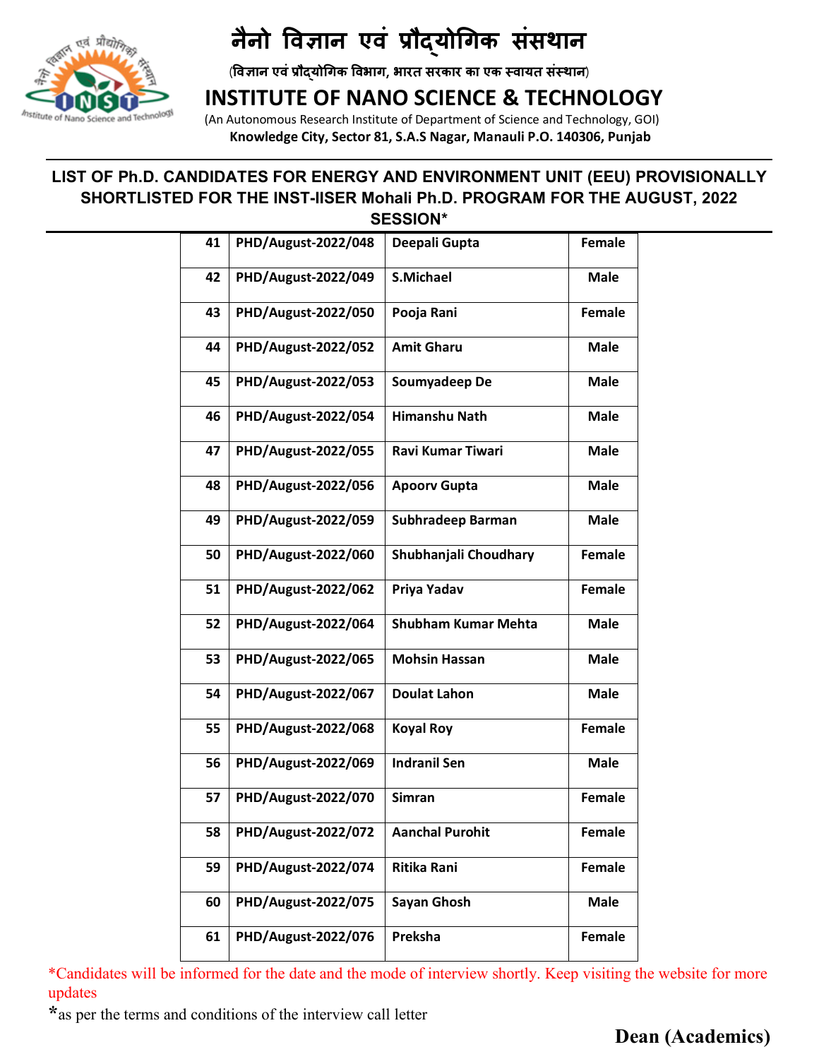# नैनो विज्ञान एवं प्रौद्योगिक संसथान

(विज्ञान एवं प्रौद्योगिक विभाग, भारत सरकार का एक स्वायत संस्थान)

# INSTITUTE OF NANO SCIENCE & TECHNOLOGY

(An Autonomous Research Institute of Department of Science and Technology, GOI)

**Knowledge City, Sector 81, S.A.S Nagar, Manauli P.O. 140306, Punjab**

## LIST OF Ph.D. CANDIDATES FOR ENERGY AND ENVIRONMENT UNIT (EEU) PROVISIONALLY SHORTLISTED FOR THE INST-IISER Mohali Ph.D. PROGRAM FOR THE AUGUST, 2022 SESSION*

| | | | |
|---|---|---|---|
| 41 | PHD/August-2022/048 | Deepali Gupta | Female |
| 42 | PHD/August-2022/049 | S.Michael | Male |
| 43 | PHD/August-2022/050 | Pooja Rani | Female |
| 44 | PHD/August-2022/052 | Amit Gharu | Male |
| 45 | PHD/August-2022/053 | Soumyadeep De | Male |
| 46 | PHD/August-2022/054 | Himanshu Nath | Male |
| 47 | PHD/August-2022/055 | Ravi Kumar Tiwari | Male |
| 48 | PHD/August-2022/056 | Apoorv Gupta | Male |
| 49 | PHD/August-2022/059 | Subhradeep Barman | Male |
| 50 | PHD/August-2022/060 | Shubhanjali Choudhary | Female |
| 51 | PHD/August-2022/062 | Priya Yadav | Female |
| 52 | PHD/August-2022/064 | Shubham Kumar Mehta | Male |
| 53 | PHD/August-2022/065 | Mohsin Hassan | Male |
| 54 | PHD/August-2022/067 | Doulat Lahon | Male |
| 55 | PHD/August-2022/068 | Koyal Roy | Female |
| 56 | PHD/August-2022/069 | Indranil Sen | Male |
| 57 | PHD/August-2022/070 | Simran | Female |
| 58 | PHD/August-2022/072 | Aanchal Purohit | Female |
| 59 | PHD/August-2022/074 | Ritika Rani | Female |
| 60 | PHD/August-2022/075 | Sayan Ghosh | Male |
| 61 | PHD/August-2022/076 | Preksha | Female |

*Candidates will be informed for the date and the mode of interview shortly. Keep visiting the website for more updates

*as per the terms and conditions of the interview call letter

**Dean (Academics)**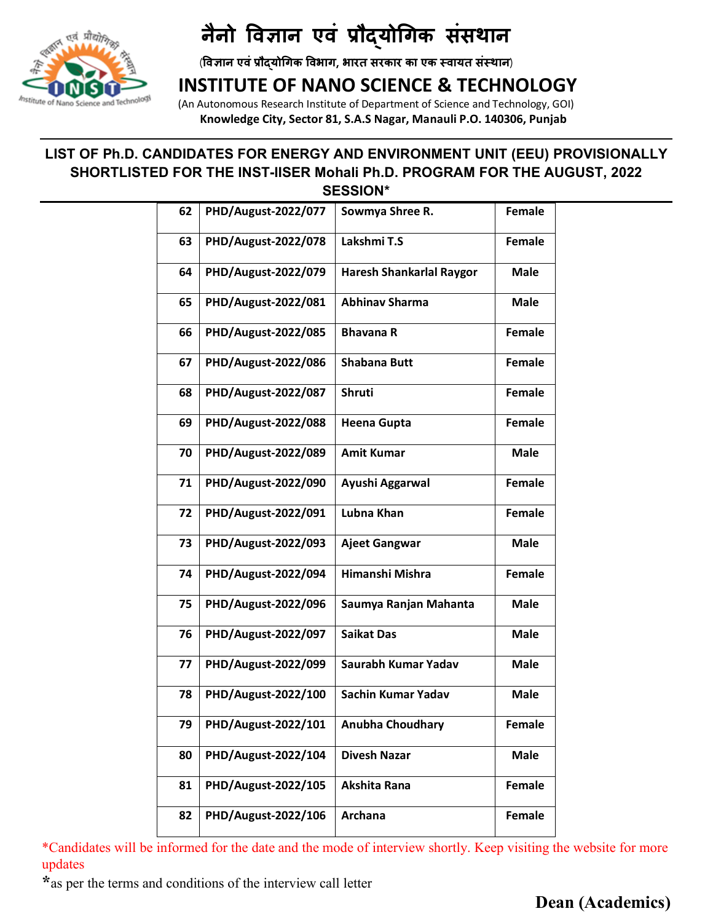# नैनो विज्ञान एवं प्रौद्योगिक संसथान

(विज्ञान एवं प्रौद्योगिक विभाग, भारत सरकार का एक स्वायत संस्थान)

# INSTITUTE OF NANO SCIENCE & TECHNOLOGY

(An Autonomous Research Institute of Department of Science and Technology, GOI)

**Knowledge City, Sector 81, S.A.S Nagar, Manauli P.O. 140306, Punjab**

## LIST OF Ph.D. CANDIDATES FOR ENERGY AND ENVIRONMENT UNIT (EEU) PROVISIONALLY SHORTLISTED FOR THE INST-IISER Mohali Ph.D. PROGRAM FOR THE AUGUST, 2022 SESSION*

| | | | |
|---|---|---|---|
| 62 | PHD/August-2022/077 | Sowmya Shree R. | Female |
| 63 | PHD/August-2022/078 | Lakshmi T.S | Female |
| 64 | PHD/August-2022/079 | Haresh Shankarlal Raygor | Male |
| 65 | PHD/August-2022/081 | Abhinav Sharma | Male |
| 66 | PHD/August-2022/085 | Bhavana R | Female |
| 67 | PHD/August-2022/086 | Shabana Butt | Female |
| 68 | PHD/August-2022/087 | Shruti | Female |
| 69 | PHD/August-2022/088 | Heena Gupta | Female |
| 70 | PHD/August-2022/089 | Amit Kumar | Male |
| 71 | PHD/August-2022/090 | Ayushi Aggarwal | Female |
| 72 | PHD/August-2022/091 | Lubna Khan | Female |
| 73 | PHD/August-2022/093 | Ajeet Gangwar | Male |
| 74 | PHD/August-2022/094 | Himanshi Mishra | Female |
| 75 | PHD/August-2022/096 | Saumya Ranjan Mahanta | Male |
| 76 | PHD/August-2022/097 | Saikat Das | Male |
| 77 | PHD/August-2022/099 | Saurabh Kumar Yadav | Male |
| 78 | PHD/August-2022/100 | Sachin Kumar Yadav | Male |
| 79 | PHD/August-2022/101 | Anubha Choudhary | Female |
| 80 | PHD/August-2022/104 | Divesh Nazar | Male |
| 81 | PHD/August-2022/105 | Akshita Rana | Female |
| 82 | PHD/August-2022/106 | Archana | Female |

*Candidates will be informed for the date and the mode of interview shortly. Keep visiting the website for more updates

*as per the terms and conditions of the interview call letter

**Dean (Academics)**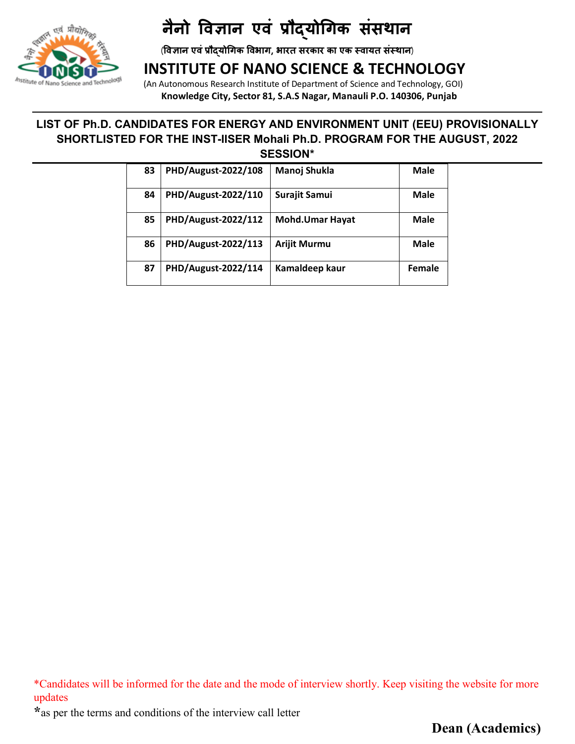# नैनो विज्ञान एवं प्रौद्योगिक संसथान

(विज्ञान एवं प्रौद्योगिक विभाग, भारत सरकार का एक स्वायत संस्थान)

## INSTITUTE OF NANO SCIENCE & TECHNOLOGY

(An Autonomous Research Institute of Department of Science and Technology, GOI)

**Knowledge City, Sector 81, S.A.S Nagar, Manauli P.O. 140306, Punjab**

### LIST OF Ph.D. CANDIDATES FOR ENERGY AND ENVIRONMENT UNIT (EEU) PROVISIONALLY SHORTLISTED FOR THE INST-IISER Mohali Ph.D. PROGRAM FOR THE AUGUST, 2022 SESSION*

| | | | |
|---|---|---|---|
| 83 | PHD/August-2022/108 | Manoj Shukla | Male |
| 84 | PHD/August-2022/110 | Surajit Samui | Male |
| 85 | PHD/August-2022/112 | Mohd.Umar Hayat | Male |
| 86 | PHD/August-2022/113 | Arijit Murmu | Male |
| 87 | PHD/August-2022/114 | Kamaldeep kaur | Female |

*Candidates will be informed for the date and the mode of interview shortly. Keep visiting the website for more updates

*as per the terms and conditions of the interview call letter

**Dean (Academics)**